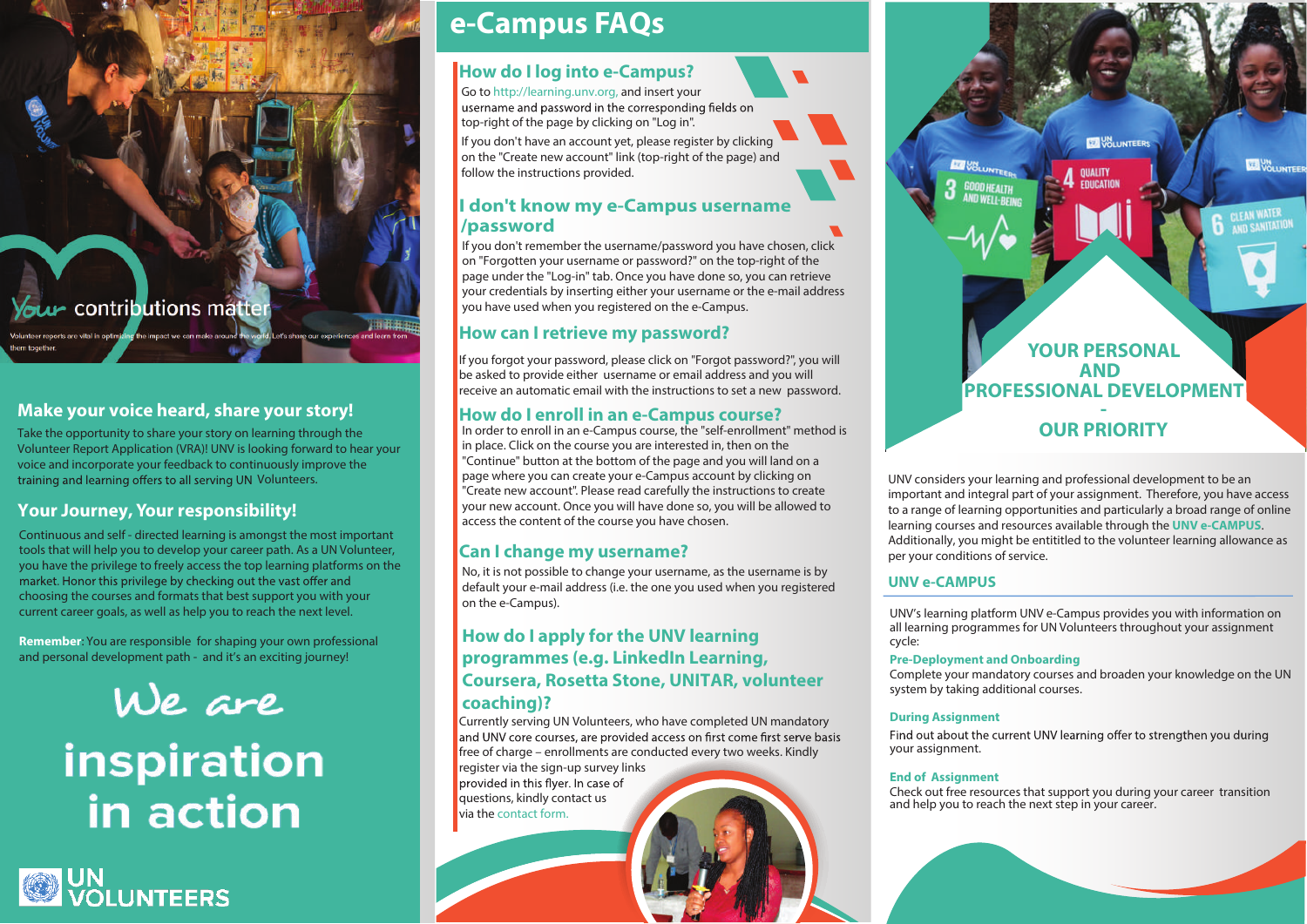Your contributions matter

Volunteer reports are vital in optimizing the impact we can make around the world. Let's share our experiences and learn from them together.

## Make your voice heard, share your story!

Take the opportunity to share your story on learning through the Volunteer Report Application (VRA)! UNV is looking forward to hear your voice and incorporate your feedback to continuously improve the training and learning offers to all serving UN Volunteers.

## Your Journey, Your responsibility!

Continuous and self - directed learning is amongst the most important tools that will help you to develop your career path. As a UN Volunteer, you have the privilege to freely access the top learning platforms on the market. Honor this privilege by checking out the vast offer and choosing the courses and formats that best support you with your current career goals, as well as help you to reach the next level.

**Remember**: You are responsible for shaping your own professional and personal development path - and it's an exciting journey!

We are inspiration in action

UN VOLUNTEERS

# e-Campus FAQs

## How do I log into e-Campus?

Go to http://learning.unv.org, and insert your username and password in the corresponding fields on top-right of the page by clicking on "Log in".

If you don't have an account yet, please register by clicking on the "Create new account" link (top-right of the page) and follow the instructions provided.

## I don't know my e-Campus username /password

If you don't remember the username/password you have chosen, click on "Forgotten your username or password?" on the top-right of the page under the "Log-in" tab. Once you have done so, you can retrieve your credentials by inserting either your username or the e-mail address you have used when you registered on the e-Campus.

## How can I retrieve my password?

If you forgot your password, please click on "Forgot password?", you will be asked to provide either username or email address and you will receive an automatic email with the instructions to set a new password.

## How do I enroll in an e-Campus course?

In order to enroll in an e-Campus course, the "self-enrollment" method is in place. Click on the course you are interested in, then on the "Continue" button at the bottom of the page and you will land on a page where you can create your e-Campus account by clicking on "Create new account". Please read carefully the instructions to create your new account. Once you will have done so, you will be allowed to access the content of the course you have chosen.

## Can I change my username?

No, it is not possible to change your username, as the username is by default your e-mail address (i.e. the one you used when you registered on the e-Campus).

## How do I apply for the UNV learning programmes (e.g. LinkedIn Learning, Coursera, Rosetta Stone, UNITAR, volunteer coaching)?

Currently serving UN Volunteers, who have completed UN mandatory and UNV core courses, are provided access on first come first serve basis free of charge – enrollments are conducted every two weeks. Kindly register via the sign-up survey links provided in this flyer. In case of questions, kindly contact us via the contact form.

# YOUR PERSONAL AND PROFESSIONAL DEVELOPMENT - OUR PRIORITY

UNV considers your learning and professional development to be an important and integral part of your assignment. Therefore, you have access to a range of learning opportunities and particularly a broad range of online learning courses and resources available through the **UNV e-CAMPUS**. Additionally, you might be entititled to the volunteer learning allowance as per your conditions of service.

## UNV e-CAMPUS

UNV's learning platform UNV e-Campus provides you with information on all learning programmes for UN Volunteers throughout your assignment cycle:

### Pre-Deployment and Onboarding

Complete your mandatory courses and broaden your knowledge on the UN system by taking additional courses.

### During Assignment

Find out about the current UNV learning offer to strengthen you during your assignment.

### End of Assignment

Check out free resources that support you during your career transition and help you to reach the next step in your career.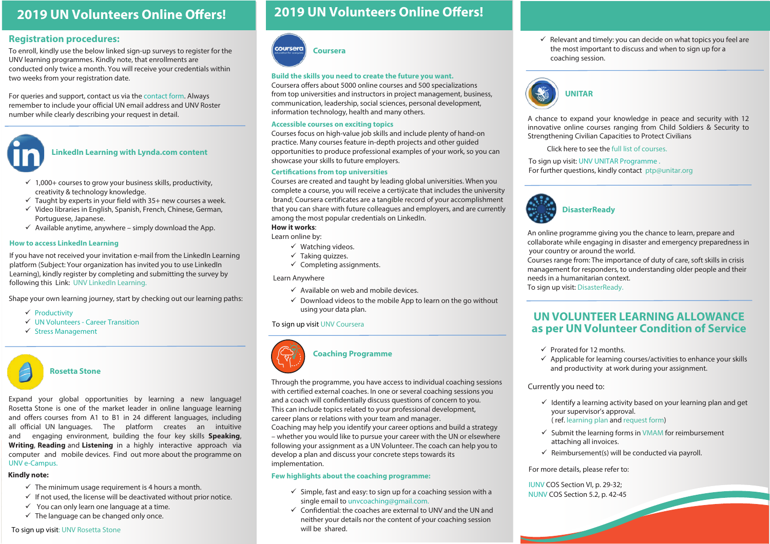# 2019 UN Volunteers Online Offers!

## Registration procedures:

To enroll, kindly use the below linked sign-up surveys to register for the UNV learning programmes. Kindly note, that enrollments are conducted only twice a month. You will receive your credentials within two weeks from your registration date.

For queries and support, contact us via the contact form. Always remember to include your official UN email address and UNV Roster number while clearly describing your request in detail.

## LinkedIn Learning with Lynda.com content

- ✓ 1,000+ courses to grow your business skills, productivity, creativity & technology knowledge.
- ✓ Taught by experts in your field with 35+ new courses a week.
- ✓ Video libraries in English, Spanish, French, Chinese, German, Portuguese, Japanese.
- ✓ Available anytime, anywhere – simply download the App.

### How to access LinkedIn Learning

If you have not received your invitation e-mail from the LinkedIn Learning platform (Subject: Your organization has invited you to use LinkedIn Learning), kindly register by completing and submitting the survey by following this Link: UNV LinkedIn Learning.

Shape your own learning journey, start by checking out our learning paths:

- ✓ Productivity
- ✓ UN Volunteers - Career Transition
- ✓ Stress Management

## Rosetta Stone

Expand your global opportunities by learning a new language! Rosetta Stone is one of the market leader in online language learning and offers courses from A1 to B1 in 24 different languages, including all official UN languages. The platform creates an intuitive and engaging environment, building the four key skills **Speaking**, **Writing**, **Reading** and **Listening** in a highly interactive approach via computer and mobile devices. Find out more about the programme on UNV e-Campus.

**Kindly note:**

- ✓ The minimum usage requirement is 4 hours a month.
- ✓ If not used, the license will be deactivated without prior notice.
- ✓ You can only learn one language at a time.
- ✓ The language can be changed only once.

To sign up visit: UNV Rosetta Stone

## Coursera

### Build the skills you need to create the future you want.

Coursera offers about 5000 online courses and 500 specializations from top universities and instructors in project management, business, communication, leadership, social sciences, personal development, information technology, health and many others.

### Accessible courses on exciting topics

Courses focus on high-value job skills and include plenty of hand-on practice. Many courses feature in-depth projects and other guided opportunities to produce professional examples of your work, so you can showcase your skills to future employers.

### Certifications from top universities

Courses are created and taught by leading global universities. When you complete a course, you will receive a certificate that includes the university brand; Coursera certificates are a tangible record of your accomplishment that you can share with future colleagues and employers, and are currently among the most popular credentials on LinkedIn.

**How it works**:

Learn online by:

- ✓ Watching videos.
- ✓ Taking quizzes.
- ✓ Completing assignments.

Learn Anywhere

- ✓ Available on web and mobile devices.
- ✓ Download videos to the mobile App to learn on the go without using your data plan.

To sign up visit UNV Coursera

## Coaching Programme

Through the programme, you have access to individual coaching sessions with certified external coaches. In one or several coaching sessions you and a coach will confidentially discuss questions of concern to you. This can include topics related to your professional development, career plans or relations with your team and manager.
Coaching may help you identify your career options and build a strategy – whether you would like to pursue your career with the UN or elsewhere following your assignment as a UN Volunteer. The coach can help you to develop a plan and discuss your concrete steps towards its implementation.

### Few highlights about the coaching programme:

- ✓ Simple, fast and easy: to sign up for a coaching session with a single email to unvcoaching@gmail.com.
- ✓ Confidential: the coaches are external to UNV and the UN and neither your details nor the content of your coaching session will be shared.
- ✓ Relevant and timely: you can decide on what topics you feel are the most important to discuss and when to sign up for a coaching session.

## UNITAR

A chance to expand your knowledge in peace and security with 12 innovative online courses ranging from Child Soldiers & Security to Strengthening Civilian Capacities to Protect Civilians

Click here to see the full list of courses.

To sign up visit: UNV UNITAR Programme .
For further questions, kindly contact ptp@unitar.org

## DisasterReady

An online programme giving you the chance to learn, prepare and collaborate while engaging in disaster and emergency preparedness in your country or around the world.
Courses range from: The importance of duty of care, soft skills in crisis management for responders, to understanding older people and their needs in a humanitarian context.
To sign up visit: DisasterReady.

## UN VOLUNTEER LEARNING ALLOWANCE as per UN Volunteer Condition of Service

- ✓ Prorated for 12 months.
- ✓ Applicable for learning courses/activities to enhance your skills and productivity at work during your assignment.

Currently you need to:

- ✓ Identify a learning activity based on your learning plan and get your supervisor's approval.
  ( ref. learning plan and request form)
- ✓ Submit the learning forms in VMAM for reimbursement attaching all invoices.
- ✓ Reimbursement(s) will be conducted via payroll.

For more details, please refer to:

IUNV COS Section VI, p. 29-32;
NUNV COS Section 5.2, p. 42-45